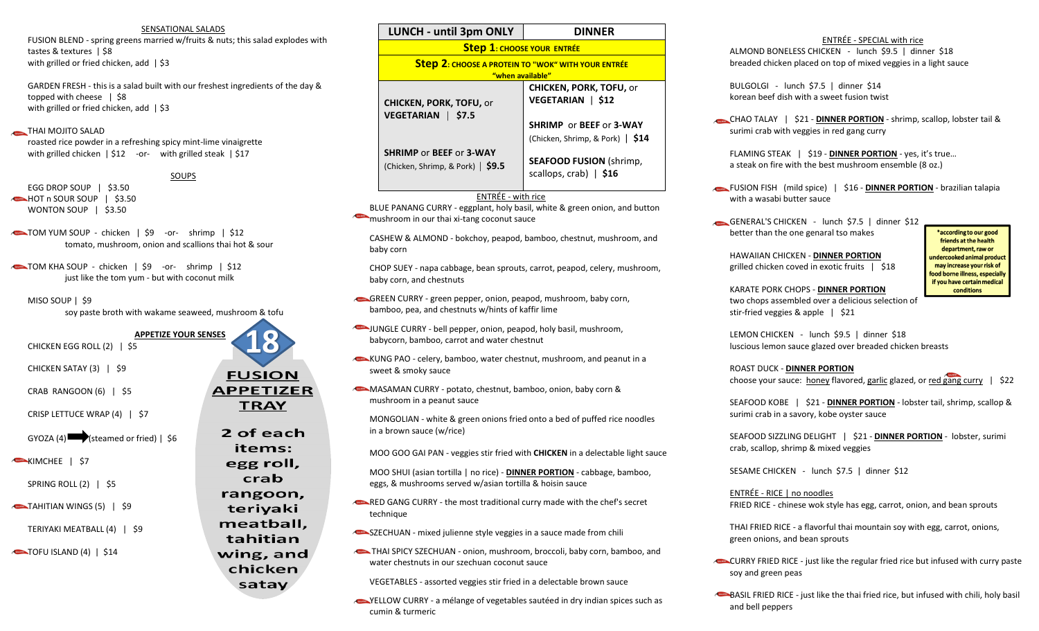## SENSATIONAL SALADS

FUSION BLEND - spring greens married w/fruits & nuts; this salad explodes with tastes & textures | $8
with grilled or fried chicken, add | $3

GARDEN FRESH - this is a salad built with our freshest ingredients of the day & topped with cheese | $8
with grilled or fried chicken, add | $3

THAI MOJITO SALAD
roasted rice powder in a refreshing spicy mint-lime vinaigrette
with grilled chicken | $12 -or- with grilled steak | $17

## SOUPS

EGG DROP SOUP | $3.50
HOT n SOUR SOUP | $3.50
WONTON SOUP | $3.50

TOM YUM SOUP - chicken | $9 -or- shrimp | $12
tomato, mushroom, onion and scallions thai hot & sour

TOM KHA SOUP - chicken | $9 -or- shrimp | $12
just like the tom yum - but with coconut milk

MISO SOUP | $9
soy paste broth with wakame seaweed, mushroom & tofu

## APPETIZE YOUR SENSES

CHICKEN EGG ROLL (2) | $5

CHICKEN SATAY (3) | $9

CRAB RANGOON (6) | $5

CRISP LETTUCE WRAP (4) | $7

GYOZA (4) (steamed or fried) | $6

KIMCHEE | $7

SPRING ROLL (2) | $5

TAHITIAN WINGS (5) | $9

TERIYAKI MEATBALL (4) | $9

TOFU ISLAND (4) | $14

**18 FUSION APPETIZER TRAY**

2 of each items: egg roll, crab rangoon, teriyaki meatball, tahitian wing, and chicken satay

| LUNCH - until 3pm ONLY | DINNER |
|---|---|
| **Step 1**: CHOOSE YOUR ENTRÉE | |
| **Step 2**: CHOOSE A PROTEIN TO "WOK" WITH YOUR ENTRÉE "when available" | |
| CHICKEN, PORK, TOFU, or VEGETARIAN \| $7.5 | CHICKEN, PORK, TOFU, or VEGETARIAN \| $12 |
| SHRIMP or BEEF or 3-WAY (Chicken, Shrimp, & Pork) \| $9.5 | SHRIMP or BEEF or 3-WAY (Chicken, Shrimp, & Pork) \| $14 |
| | SEAFOOD FUSION (shrimp, scallops, crab) \| $16 |

## ENTRÉE - with rice

BLUE PANANG CURRY - eggplant, holy basil, white & green onion, and button mushroom in our thai xi-tang coconut sauce

CASHEW & ALMOND - bokchoy, peapod, bamboo, chestnut, mushroom, and baby corn

CHOP SUEY - napa cabbage, bean sprouts, carrot, peapod, celery, mushroom, baby corn, and chestnuts

GREEN CURRY - green pepper, onion, peapod, mushroom, baby corn, bamboo, pea, and chestnuts w/hints of kaffir lime

JUNGLE CURRY - bell pepper, onion, peapod, holy basil, mushroom, babycorn, bamboo, carrot and water chestnut

KUNG PAO - celery, bamboo, water chestnut, mushroom, and peanut in a sweet & smoky sauce

MASAMAN CURRY - potato, chestnut, bamboo, onion, baby corn & mushroom in a peanut sauce

MONGOLIAN - white & green onions fried onto a bed of puffed rice noodles in a brown sauce (w/rice)

MOO GOO GAI PAN - veggies stir fried with **CHICKEN** in a delectable light sauce

MOO SHUI (asian tortilla | no rice) - **DINNER PORTION** - cabbage, bamboo, eggs, & mushrooms served w/asian tortilla & hoisin sauce

RED GANG CURRY - the most traditional curry made with the chef's secret technique

SZECHUAN - mixed julienne style veggies in a sauce made from chili

THAI SPICY SZECHUAN - onion, mushroom, broccoli, baby corn, bamboo, and water chestnuts in our szechuan coconut sauce

VEGETABLES - assorted veggies stir fried in a delectable brown sauce

YELLOW CURRY - a mélange of vegetables sautéed in dry indian spices such as cumin & turmeric

## ENTRÉE - SPECIAL with rice

ALMOND BONELESS CHICKEN - lunch $9.5 | dinner $18
breaded chicken placed on top of mixed veggies in a light sauce

BULGOLGI - lunch $7.5 | dinner $14
korean beef dish with a sweet fusion twist

CHAO TALAY | $21 - **DINNER PORTION** - shrimp, scallop, lobster tail & surimi crab with veggies in red gang curry

FLAMING STEAK | $19 - **DINNER PORTION** - yes, it's true… a steak on fire with the best mushroom ensemble (8 oz.)

FUSION FISH (mild spice) | $16 - **DINNER PORTION** - brazilian talapia with a wasabi butter sauce

GENERAL'S CHICKEN - lunch $7.5 | dinner $12
better than the one genaral tso makes

HAWAIIAN CHICKEN - **DINNER PORTION**
grilled chicken coved in exotic fruits | $18

KARATE PORK CHOPS - **DINNER PORTION**
two chops assembled over a delicious selection of stir-fried veggies & apple | $21

*according to our good friends at the health department, raw or undercooked animal product may increase your risk of food borne illness, especially if you have certain medical conditions

LEMON CHICKEN - lunch $9.5 | dinner $18
luscious lemon sauce glazed over breaded chicken breasts

ROAST DUCK - **DINNER PORTION**
choose your sauce: honey flavored, garlic glazed, or red gang curry | $22

SEAFOOD KOBE | $21 - **DINNER PORTION** - lobster tail, shrimp, scallop & surimi crab in a savory, kobe oyster sauce

SEAFOOD SIZZLING DELIGHT | $21 - **DINNER PORTION** - lobster, surimi crab, scallop, shrimp & mixed veggies

SESAME CHICKEN - lunch $7.5 | dinner $12

## ENTRÉE - RICE | no noodles

FRIED RICE - chinese wok style has egg, carrot, onion, and bean sprouts

THAI FRIED RICE - a flavorful thai mountain soy with egg, carrot, onions, green onions, and bean sprouts

CURRY FRIED RICE - just like the regular fried rice but infused with curry paste soy and green peas

BASIL FRIED RICE - just like the thai fried rice, but infused with chili, holy basil and bell peppers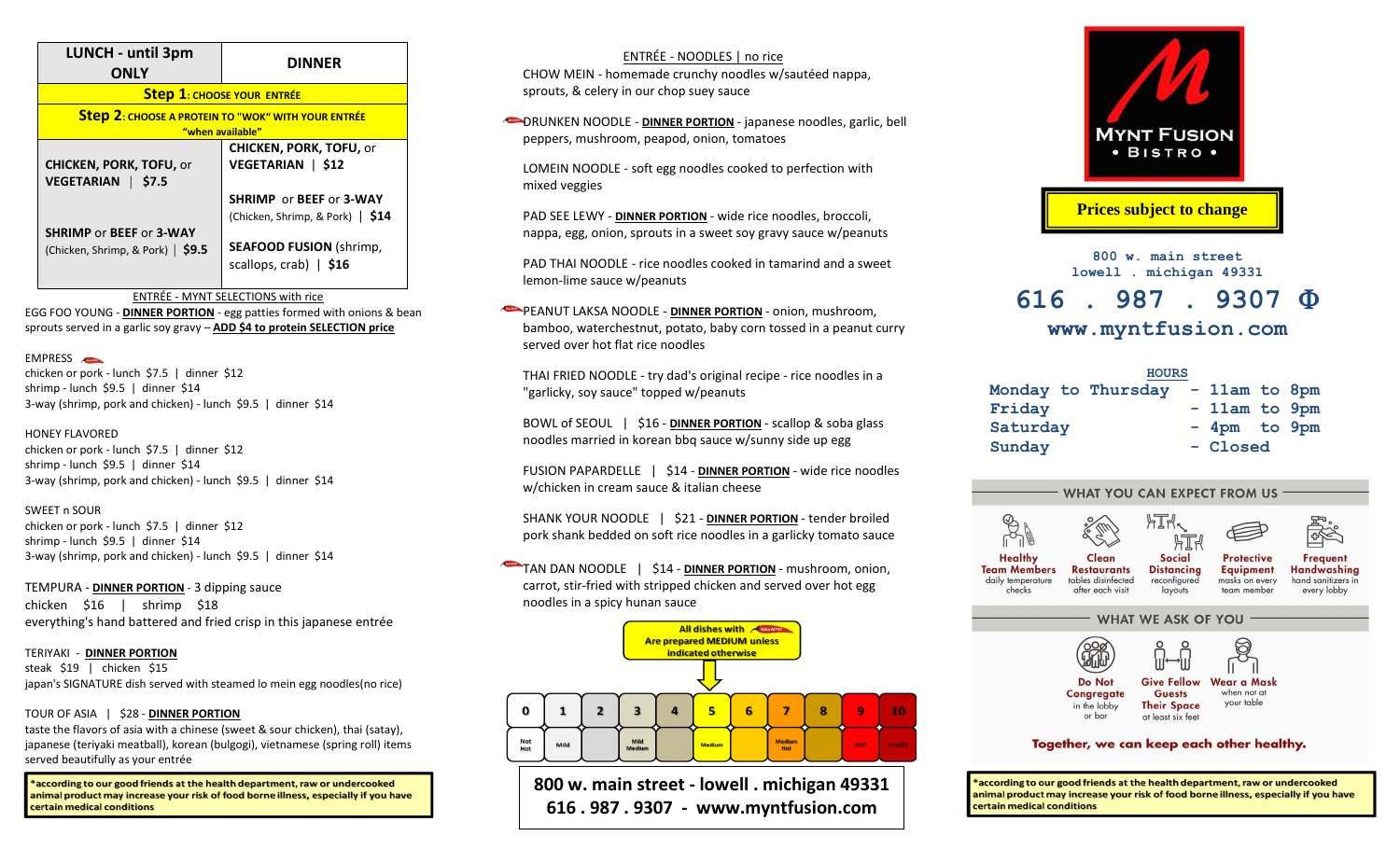| LUNCH - until 3pm ONLY | DINNER |
|---|---|
| **Step 1**: CHOOSE YOUR ENTRÉE | |
| **Step 2**: CHOOSE A PROTEIN TO "WOK" WITH YOUR ENTRÉE "when available" | |
| **CHICKEN, PORK, TOFU,** or **VEGETARIAN** \| **$7.5** | **CHICKEN, PORK, TOFU,** or **VEGETARIAN** \| **$12** |
| **SHRIMP** or **BEEF** or **3-WAY** (Chicken, Shrimp, & Pork) \| **$9.5** | **SHRIMP** or **BEEF** or **3-WAY** (Chicken, Shrimp, & Pork) \| **$14** |
| | **SEAFOOD FUSION** (shrimp, scallops, crab) \| **$16** |

## ENTRÉE - MYNT SELECTIONS with rice

EGG FOO YOUNG - **DINNER PORTION** - egg patties formed with onions & bean sprouts served in a garlic soy gravy – **ADD $4 to protein SELECTION price**

EMPRESS
chicken or pork - lunch $7.5 | dinner $12
shrimp - lunch $9.5 | dinner $14
3-way (shrimp, pork and chicken) - lunch $9.5 | dinner $14

HONEY FLAVORED
chicken or pork - lunch $7.5 | dinner $12
shrimp - lunch $9.5 | dinner $14
3-way (shrimp, pork and chicken) - lunch $9.5 | dinner $14

SWEET n SOUR
chicken or pork - lunch $7.5 | dinner $12
shrimp - lunch $9.5 | dinner $14
3-way (shrimp, pork and chicken) - lunch $9.5 | dinner $14

TEMPURA - **DINNER PORTION** - 3 dipping sauce
chicken $16 | shrimp $18
everything's hand battered and fried crisp in this japanese entrée

TERIYAKI - **DINNER PORTION**
steak $19 | chicken $15
japan's SIGNATURE dish served with steamed lo mein egg noodles(no rice)

TOUR OF ASIA | $28 - **DINNER PORTION**
taste the flavors of asia with a chinese (sweet & sour chicken), thai (satay), japanese (teriyaki meatball), korean (bulgogi), vietnamese (spring roll) items served beautifully as your entrée

*according to our good friends at the health department, raw or undercooked animal product may increase your risk of food borne illness, especially if you have certain medical conditions

## ENTRÉE - NOODLES | no rice

CHOW MEIN - homemade crunchy noodles w/sautéed nappa, sprouts, & celery in our chop suey sauce

DRUNKEN NOODLE - **DINNER PORTION** - japanese noodles, garlic, bell peppers, mushroom, peapod, onion, tomatoes

LOMEIN NOODLE - soft egg noodles cooked to perfection with mixed veggies

PAD SEE LEWY - **DINNER PORTION** - wide rice noodles, broccoli, nappa, egg, onion, sprouts in a sweet soy gravy sauce w/peanuts

PAD THAI NOODLE - rice noodles cooked in tamarind and a sweet lemon-lime sauce w/peanuts

PEANUT LAKSA NOODLE - **DINNER PORTION** - onion, mushroom, bamboo, waterchestnut, potato, baby corn tossed in a peanut curry served over hot flat rice noodles

THAI FRIED NOODLE - try dad's original recipe - rice noodles in a "garlicky, soy sauce" topped w/peanuts

BOWL of SEOUL | $16 - **DINNER PORTION** - scallop & soba glass noodles married in korean bbq sauce w/sunny side up egg

FUSION PAPARDELLE | $14 - **DINNER PORTION** - wide rice noodles w/chicken in cream sauce & italian cheese

SHANK YOUR NOODLE | $21 - **DINNER PORTION** - tender broiled pork shank bedded on soft rice noodles in a garlicky tomato sauce

TAN DAN NOODLE | $14 - **DINNER PORTION** - mushroom, onion, carrot, stir-fried with stripped chicken and served over hot egg noodles in a spicy hunan sauce

All dishes with [spicy] Are prepared MEDIUM unless indicated otherwise

| 0 | 1 | 2 | 3 | 4 | 5 | 6 | 7 | 8 | 9 | 10 |
|---|---|---|---|---|---|---|---|---|---|---|
| Not Hot | Mild | | Mild Medium | | Medium | | Medium Hot | | HOT | X-HOT |

**800 w. main street - lowell . michigan 49331**
**616 . 987 . 9307 - www.myntfusion.com**

# MYNT FUSION • BISTRO •

**Prices subject to change**

800 w. main street
lowell . michigan 49331

## 616 . 987 . 9307

## www.myntfusion.com

### HOURS

| | |
|---|---|
| Monday to Thursday | - 11am to 8pm |
| Friday | - 11am to 9pm |
| Saturday | - 4pm to 9pm |
| Sunday | - Closed |

### WHAT YOU CAN EXPECT FROM US

- **Healthy Team Members** daily temperature checks
- **Clean Restaurants** tables disinfected after each visit
- **Social Distancing** reconfigured layouts
- **Protective Equipment** masks on every team member
- **Frequent Handwashing** hand sanitizers in every lobby

### WHAT WE ASK OF YOU

- **Do Not Congregate** in the lobby or bar
- **Give Fellow Guests Their Space** at least six feet
- **Wear a Mask** when not at your table

**Together, we can keep each other healthy.**

*according to our good friends at the health department, raw or undercooked animal product may increase your risk of food borne illness, especially if you have certain medical conditions